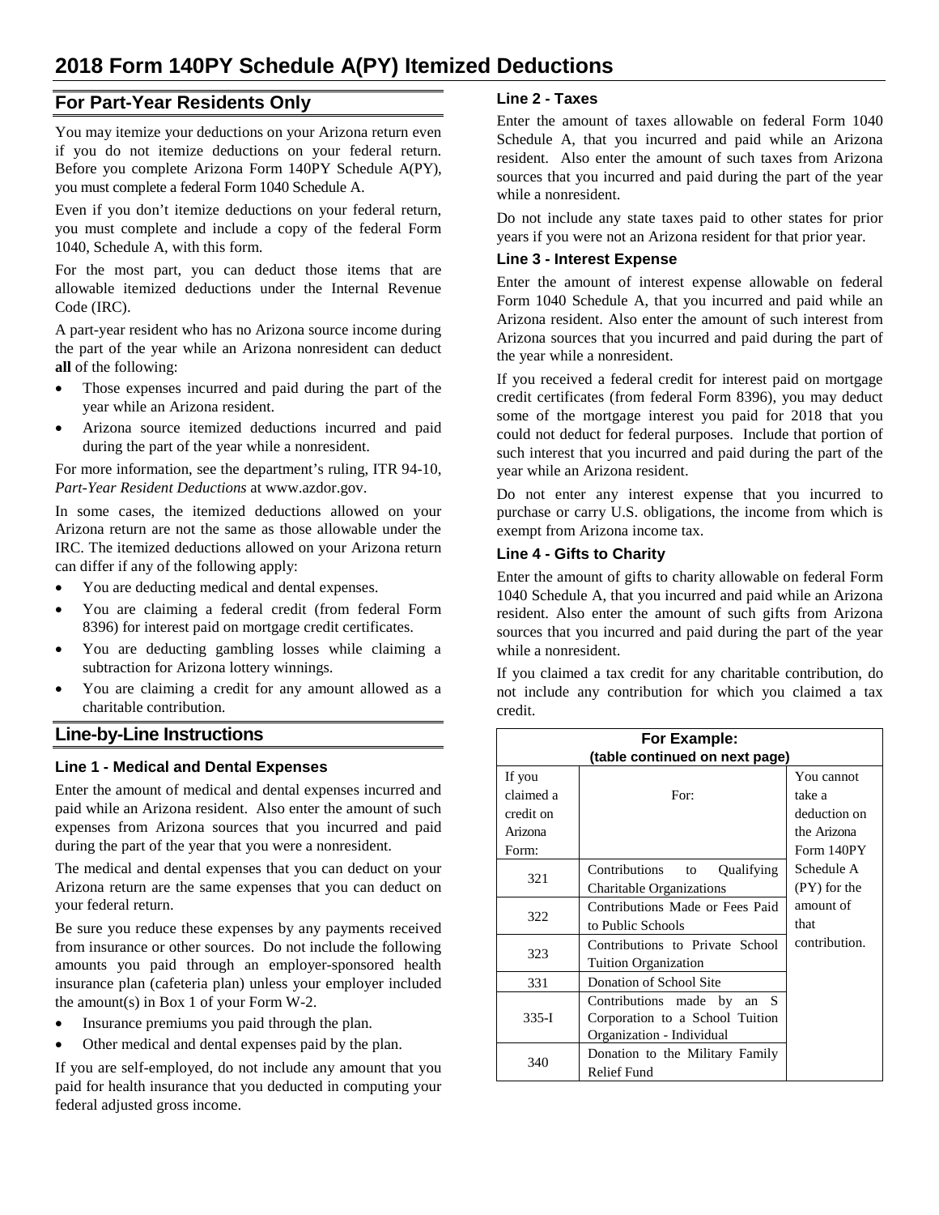# 2018 Form 140PY Schedule A(PY) Itemized Deductions

## For Part-Year Residents Only

You may itemize your deductions on your Arizona return even if you do not itemize deductions on your federal return. Before you complete Arizona Form 140PY Schedule A(PY), you must complete a federal Form 1040 Schedule A.

Even if you don't itemize deductions on your federal return, you must complete and include a copy of the federal Form 1040, Schedule A, with this form.

For the most part, you can deduct those items that are allowable itemized deductions under the Internal Revenue Code (IRC).

A part-year resident who has no Arizona source income during the part of the year while an Arizona nonresident can deduct **all** of the following:

- Those expenses incurred and paid during the part of the year while an Arizona resident.
- Arizona source itemized deductions incurred and paid during the part of the year while a nonresident.

For more information, see the department's ruling, ITR 94-10, *Part-Year Resident Deductions* at www.azdor.gov.

In some cases, the itemized deductions allowed on your Arizona return are not the same as those allowable under the IRC. The itemized deductions allowed on your Arizona return can differ if any of the following apply:

- You are deducting medical and dental expenses.
- You are claiming a federal credit (from federal Form 8396) for interest paid on mortgage credit certificates.
- You are deducting gambling losses while claiming a subtraction for Arizona lottery winnings.
- You are claiming a credit for any amount allowed as a charitable contribution.

## Line-by-Line Instructions

### Line 1 - Medical and Dental Expenses

Enter the amount of medical and dental expenses incurred and paid while an Arizona resident. Also enter the amount of such expenses from Arizona sources that you incurred and paid during the part of the year that you were a nonresident.

The medical and dental expenses that you can deduct on your Arizona return are the same expenses that you can deduct on your federal return.

Be sure you reduce these expenses by any payments received from insurance or other sources. Do not include the following amounts you paid through an employer-sponsored health insurance plan (cafeteria plan) unless your employer included the amount(s) in Box 1 of your Form W-2.

- Insurance premiums you paid through the plan.
- Other medical and dental expenses paid by the plan.

If you are self-employed, do not include any amount that you paid for health insurance that you deducted in computing your federal adjusted gross income.

### Line 2 - Taxes

Enter the amount of taxes allowable on federal Form 1040 Schedule A, that you incurred and paid while an Arizona resident. Also enter the amount of such taxes from Arizona sources that you incurred and paid during the part of the year while a nonresident.

Do not include any state taxes paid to other states for prior years if you were not an Arizona resident for that prior year.

### Line 3 - Interest Expense

Enter the amount of interest expense allowable on federal Form 1040 Schedule A, that you incurred and paid while an Arizona resident. Also enter the amount of such interest from Arizona sources that you incurred and paid during the part of the year while a nonresident.

If you received a federal credit for interest paid on mortgage credit certificates (from federal Form 8396), you may deduct some of the mortgage interest you paid for 2018 that you could not deduct for federal purposes. Include that portion of such interest that you incurred and paid during the part of the year while an Arizona resident.

Do not enter any interest expense that you incurred to purchase or carry U.S. obligations, the income from which is exempt from Arizona income tax.

### Line 4 - Gifts to Charity

Enter the amount of gifts to charity allowable on federal Form 1040 Schedule A, that you incurred and paid while an Arizona resident. Also enter the amount of such gifts from Arizona sources that you incurred and paid during the part of the year while a nonresident.

If you claimed a tax credit for any charitable contribution, do not include any contribution for which you claimed a tax credit.

**For Example:**
**(table continued on next page)**

| If you claimed a credit on Arizona Form: | For: | You cannot take a deduction on the Arizona Form 140PY Schedule A (PY) for the amount of that contribution. |
|---|---|---|
| 321 | Contributions to Qualifying Charitable Organizations | |
| 322 | Contributions Made or Fees Paid to Public Schools | |
| 323 | Contributions to Private School Tuition Organization | |
| 331 | Donation of School Site | |
| 335-I | Contributions made by an S Corporation to a School Tuition Organization - Individual | |
| 340 | Donation to the Military Family Relief Fund | |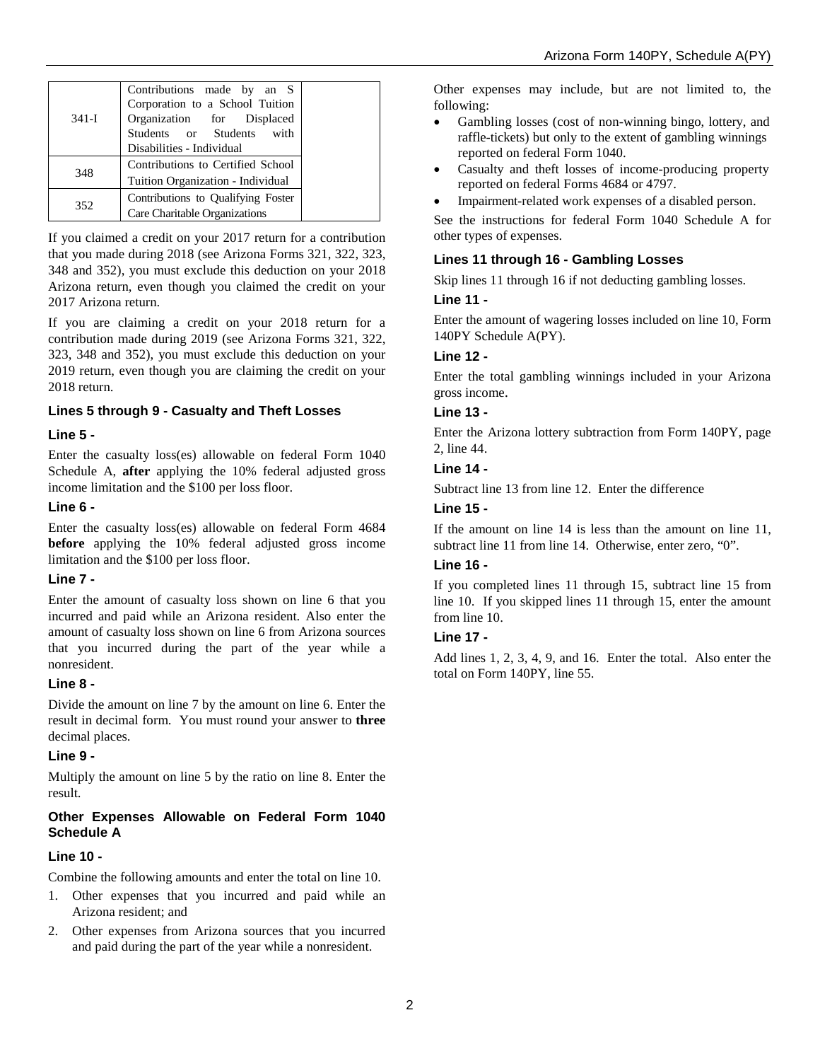| | | |
|---|---|---|
| 341-I | Contributions made by an S Corporation to a School Tuition Organization for Displaced Students or Students with Disabilities - Individual | |
| 348 | Contributions to Certified School Tuition Organization - Individual | |
| 352 | Contributions to Qualifying Foster Care Charitable Organizations | |

If you claimed a credit on your 2017 return for a contribution that you made during 2018 (see Arizona Forms 321, 322, 323, 348 and 352), you must exclude this deduction on your 2018 Arizona return, even though you claimed the credit on your 2017 Arizona return.

If you are claiming a credit on your 2018 return for a contribution made during 2019 (see Arizona Forms 321, 322, 323, 348 and 352), you must exclude this deduction on your 2019 return, even though you are claiming the credit on your 2018 return.

### Lines 5 through 9 - Casualty and Theft Losses

#### Line 5 -

Enter the casualty loss(es) allowable on federal Form 1040 Schedule A, **after** applying the 10% federal adjusted gross income limitation and the $100 per loss floor.

#### Line 6 -

Enter the casualty loss(es) allowable on federal Form 4684 **before** applying the 10% federal adjusted gross income limitation and the $100 per loss floor.

#### Line 7 -

Enter the amount of casualty loss shown on line 6 that you incurred and paid while an Arizona resident. Also enter the amount of casualty loss shown on line 6 from Arizona sources that you incurred during the part of the year while a nonresident.

#### Line 8 -

Divide the amount on line 7 by the amount on line 6. Enter the result in decimal form. You must round your answer to **three** decimal places.

#### Line 9 -

Multiply the amount on line 5 by the ratio on line 8. Enter the result.

### Other Expenses Allowable on Federal Form 1040 Schedule A

#### Line 10 -

Combine the following amounts and enter the total on line 10.

1. Other expenses that you incurred and paid while an Arizona resident; and
2. Other expenses from Arizona sources that you incurred and paid during the part of the year while a nonresident.

Other expenses may include, but are not limited to, the following:

- Gambling losses (cost of non-winning bingo, lottery, and raffle-tickets) but only to the extent of gambling winnings reported on federal Form 1040.
- Casualty and theft losses of income-producing property reported on federal Forms 4684 or 4797.
- Impairment-related work expenses of a disabled person.

See the instructions for federal Form 1040 Schedule A for other types of expenses.

### Lines 11 through 16 - Gambling Losses

Skip lines 11 through 16 if not deducting gambling losses.

#### Line 11 -

Enter the amount of wagering losses included on line 10, Form 140PY Schedule A(PY).

#### Line 12 -

Enter the total gambling winnings included in your Arizona gross income.

#### Line 13 -

Enter the Arizona lottery subtraction from Form 140PY, page 2, line 44.

#### Line 14 -

Subtract line 13 from line 12. Enter the difference

#### Line 15 -

If the amount on line 14 is less than the amount on line 11, subtract line 11 from line 14. Otherwise, enter zero, "0".

#### Line 16 -

If you completed lines 11 through 15, subtract line 15 from line 10. If you skipped lines 11 through 15, enter the amount from line 10.

#### Line 17 -

Add lines 1, 2, 3, 4, 9, and 16. Enter the total. Also enter the total on Form 140PY, line 55.